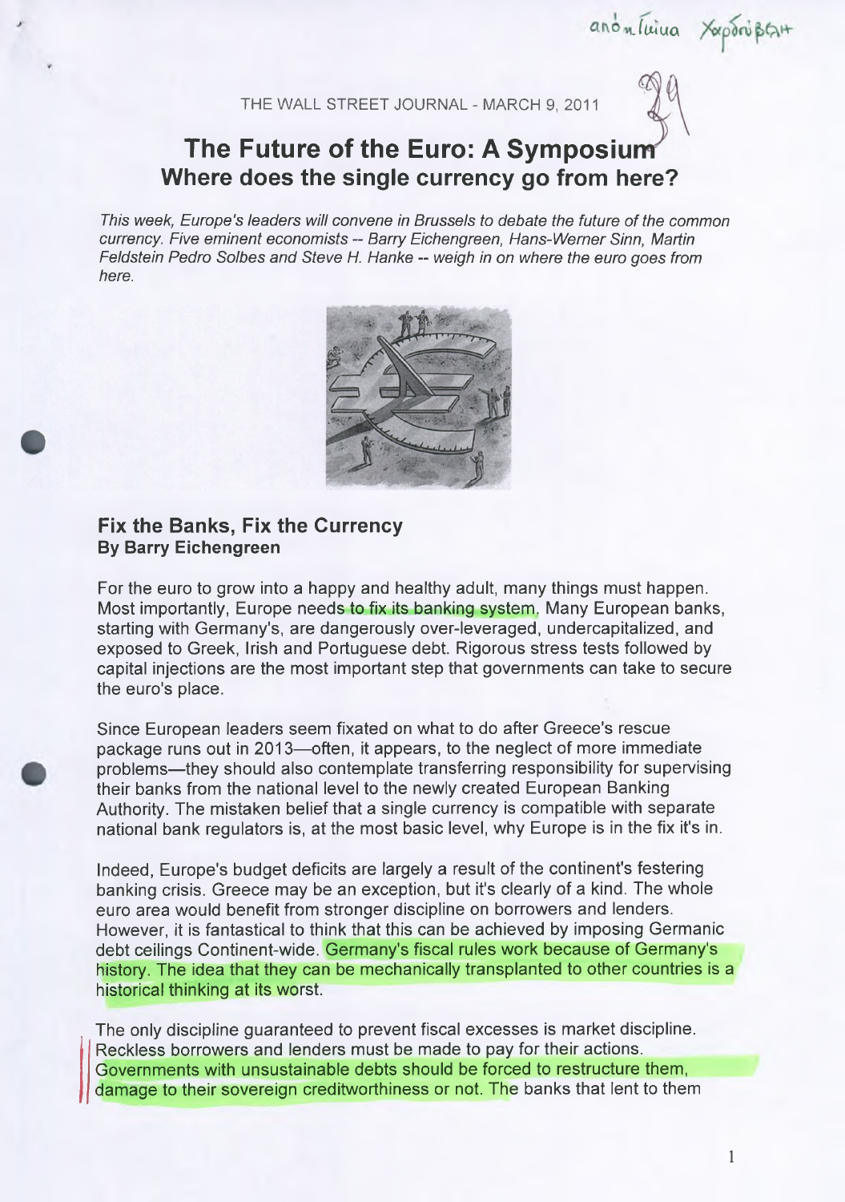THE WALL STREET JOURNAL - MARCH 9, 2011

# The Future of the Euro: A Symposium
## Where does the single currency go from here?

*This week, Europe's leaders will convene in Brussels to debate the future of the common currency. Five eminent economists -- Barry Eichengreen, Hans-Werner Sinn, Martin Feldstein Pedro Solbes and Steve H. Hanke -- weigh in on where the euro goes from here.*

### Fix the Banks, Fix the Currency
**By Barry Eichengreen**

For the euro to grow into a happy and healthy adult, many things must happen. Most importantly, Europe needs to fix its banking system. Many European banks, starting with Germany's, are dangerously over-leveraged, undercapitalized, and exposed to Greek, Irish and Portuguese debt. Rigorous stress tests followed by capital injections are the most important step that governments can take to secure the euro's place.

Since European leaders seem fixated on what to do after Greece's rescue package runs out in 2013—often, it appears, to the neglect of more immediate problems—they should also contemplate transferring responsibility for supervising their banks from the national level to the newly created European Banking Authority. The mistaken belief that a single currency is compatible with separate national bank regulators is, at the most basic level, why Europe is in the fix it's in.

Indeed, Europe's budget deficits are largely a result of the continent's festering banking crisis. Greece may be an exception, but it's clearly of a kind. The whole euro area would benefit from stronger discipline on borrowers and lenders. However, it is fantastical to think that this can be achieved by imposing Germanic debt ceilings Continent-wide. Germany's fiscal rules work because of Germany's history. The idea that they can be mechanically transplanted to other countries is a historical thinking at its worst.

The only discipline guaranteed to prevent fiscal excesses is market discipline. Reckless borrowers and lenders must be made to pay for their actions. Governments with unsustainable debts should be forced to restructure them, damage to their sovereign creditworthiness or not. The banks that lent to them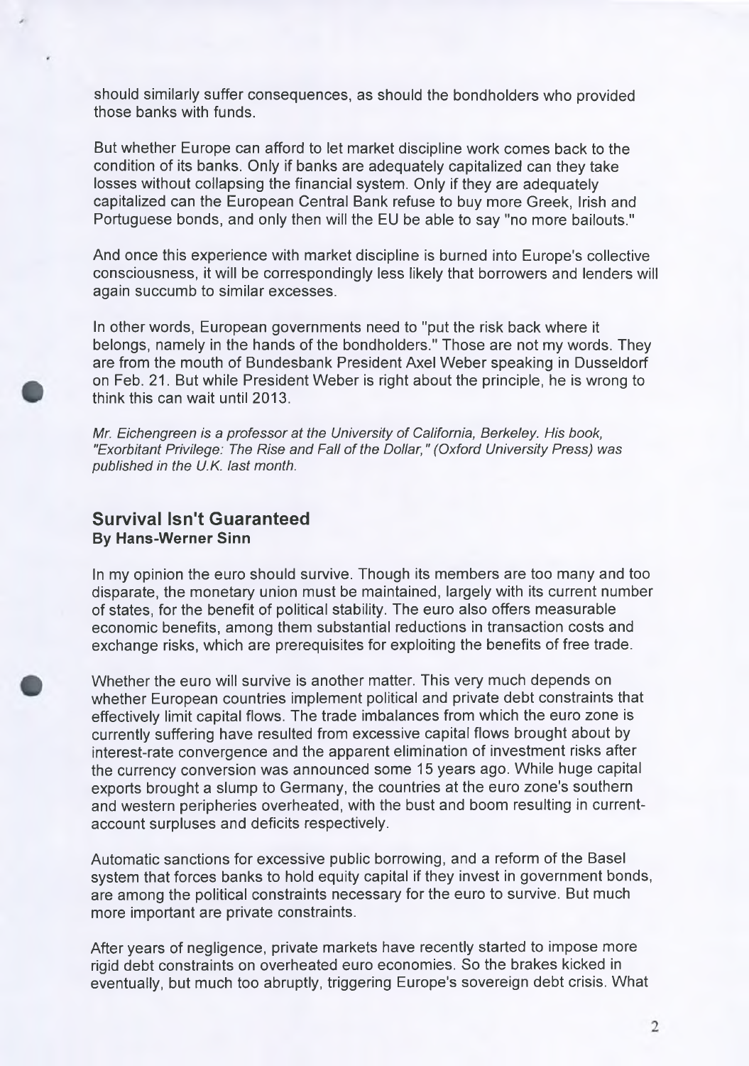should similarly suffer consequences, as should the bondholders who provided those banks with funds.

But whether Europe can afford to let market discipline work comes back to the condition of its banks. Only if banks are adequately capitalized can they take losses without collapsing the financial system. Only if they are adequately capitalized can the European Central Bank refuse to buy more Greek, Irish and Portuguese bonds, and only then will the EU be able to say "no more bailouts."

And once this experience with market discipline is burned into Europe's collective consciousness, it will be correspondingly less likely that borrowers and lenders will again succumb to similar excesses.

In other words, European governments need to "put the risk back where it belongs, namely in the hands of the bondholders." Those are not my words. They are from the mouth of Bundesbank President Axel Weber speaking in Dusseldorf on Feb. 21. But while President Weber is right about the principle, he is wrong to think this can wait until 2013.

*Mr. Eichengreen is a professor at the University of California, Berkeley. His book, "Exorbitant Privilege: The Rise and Fall of the Dollar," (Oxford University Press) was published in the U.K. last month.*

## Survival Isn't Guaranteed

**By Hans-Werner Sinn**

In my opinion the euro should survive. Though its members are too many and too disparate, the monetary union must be maintained, largely with its current number of states, for the benefit of political stability. The euro also offers measurable economic benefits, among them substantial reductions in transaction costs and exchange risks, which are prerequisites for exploiting the benefits of free trade.

Whether the euro will survive is another matter. This very much depends on whether European countries implement political and private debt constraints that effectively limit capital flows. The trade imbalances from which the euro zone is currently suffering have resulted from excessive capital flows brought about by interest-rate convergence and the apparent elimination of investment risks after the currency conversion was announced some 15 years ago. While huge capital exports brought a slump to Germany, the countries at the euro zone's southern and western peripheries overheated, with the bust and boom resulting in current-account surpluses and deficits respectively.

Automatic sanctions for excessive public borrowing, and a reform of the Basel system that forces banks to hold equity capital if they invest in government bonds, are among the political constraints necessary for the euro to survive. But much more important are private constraints.

After years of negligence, private markets have recently started to impose more rigid debt constraints on overheated euro economies. So the brakes kicked in eventually, but much too abruptly, triggering Europe's sovereign debt crisis. What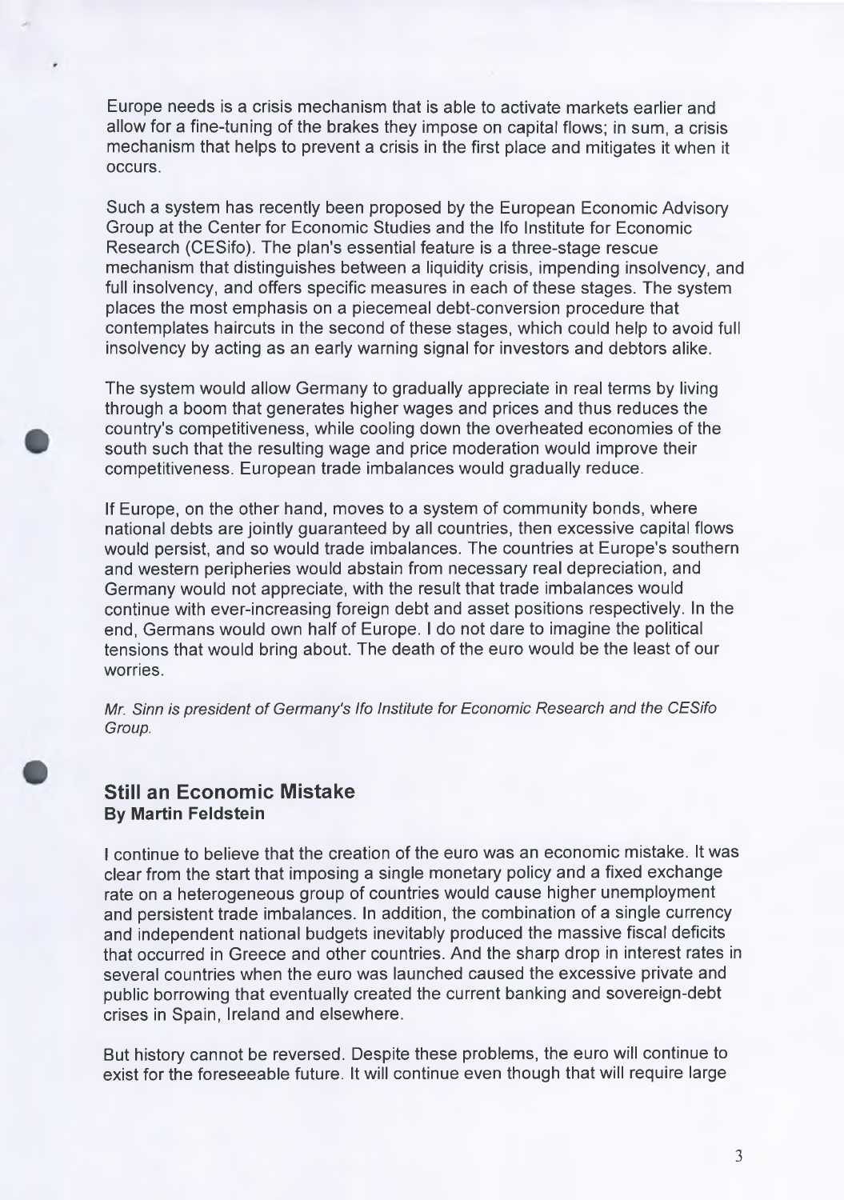Europe needs is a crisis mechanism that is able to activate markets earlier and allow for a fine-tuning of the brakes they impose on capital flows; in sum, a crisis mechanism that helps to prevent a crisis in the first place and mitigates it when it occurs.

Such a system has recently been proposed by the European Economic Advisory Group at the Center for Economic Studies and the Ifo Institute for Economic Research (CESifo). The plan's essential feature is a three-stage rescue mechanism that distinguishes between a liquidity crisis, impending insolvency, and full insolvency, and offers specific measures in each of these stages. The system places the most emphasis on a piecemeal debt-conversion procedure that contemplates haircuts in the second of these stages, which could help to avoid full insolvency by acting as an early warning signal for investors and debtors alike.

The system would allow Germany to gradually appreciate in real terms by living through a boom that generates higher wages and prices and thus reduces the country's competitiveness, while cooling down the overheated economies of the south such that the resulting wage and price moderation would improve their competitiveness. European trade imbalances would gradually reduce.

If Europe, on the other hand, moves to a system of community bonds, where national debts are jointly guaranteed by all countries, then excessive capital flows would persist, and so would trade imbalances. The countries at Europe's southern and western peripheries would abstain from necessary real depreciation, and Germany would not appreciate, with the result that trade imbalances would continue with ever-increasing foreign debt and asset positions respectively. In the end, Germans would own half of Europe. I do not dare to imagine the political tensions that would bring about. The death of the euro would be the least of our worries.

*Mr. Sinn is president of Germany's Ifo Institute for Economic Research and the CESifo Group.*

## Still an Economic Mistake

**By Martin Feldstein**

I continue to believe that the creation of the euro was an economic mistake. It was clear from the start that imposing a single monetary policy and a fixed exchange rate on a heterogeneous group of countries would cause higher unemployment and persistent trade imbalances. In addition, the combination of a single currency and independent national budgets inevitably produced the massive fiscal deficits that occurred in Greece and other countries. And the sharp drop in interest rates in several countries when the euro was launched caused the excessive private and public borrowing that eventually created the current banking and sovereign-debt crises in Spain, Ireland and elsewhere.

But history cannot be reversed. Despite these problems, the euro will continue to exist for the foreseeable future. It will continue even though that will require large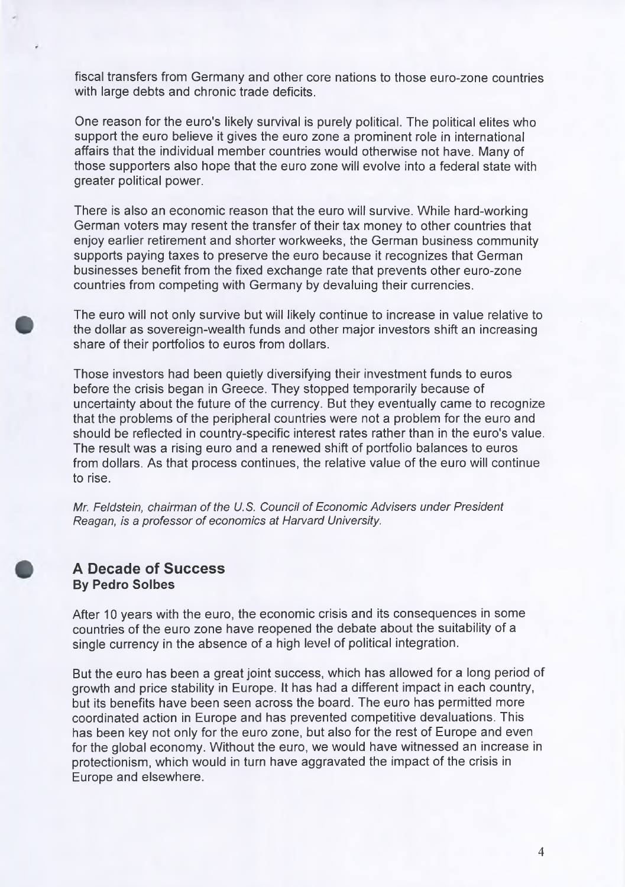fiscal transfers from Germany and other core nations to those euro-zone countries with large debts and chronic trade deficits.

One reason for the euro's likely survival is purely political. The political elites who support the euro believe it gives the euro zone a prominent role in international affairs that the individual member countries would otherwise not have. Many of those supporters also hope that the euro zone will evolve into a federal state with greater political power.

There is also an economic reason that the euro will survive. While hard-working German voters may resent the transfer of their tax money to other countries that enjoy earlier retirement and shorter workweeks, the German business community supports paying taxes to preserve the euro because it recognizes that German businesses benefit from the fixed exchange rate that prevents other euro-zone countries from competing with Germany by devaluing their currencies.

The euro will not only survive but will likely continue to increase in value relative to the dollar as sovereign-wealth funds and other major investors shift an increasing share of their portfolios to euros from dollars.

Those investors had been quietly diversifying their investment funds to euros before the crisis began in Greece. They stopped temporarily because of uncertainty about the future of the currency. But they eventually came to recognize that the problems of the peripheral countries were not a problem for the euro and should be reflected in country-specific interest rates rather than in the euro's value. The result was a rising euro and a renewed shift of portfolio balances to euros from dollars. As that process continues, the relative value of the euro will continue to rise.

*Mr. Feldstein, chairman of the U.S. Council of Economic Advisers under President Reagan, is a professor of economics at Harvard University.*

## A Decade of Success
**By Pedro Solbes**

After 10 years with the euro, the economic crisis and its consequences in some countries of the euro zone have reopened the debate about the suitability of a single currency in the absence of a high level of political integration.

But the euro has been a great joint success, which has allowed for a long period of growth and price stability in Europe. It has had a different impact in each country, but its benefits have been seen across the board. The euro has permitted more coordinated action in Europe and has prevented competitive devaluations. This has been key not only for the euro zone, but also for the rest of Europe and even for the global economy. Without the euro, we would have witnessed an increase in protectionism, which would in turn have aggravated the impact of the crisis in Europe and elsewhere.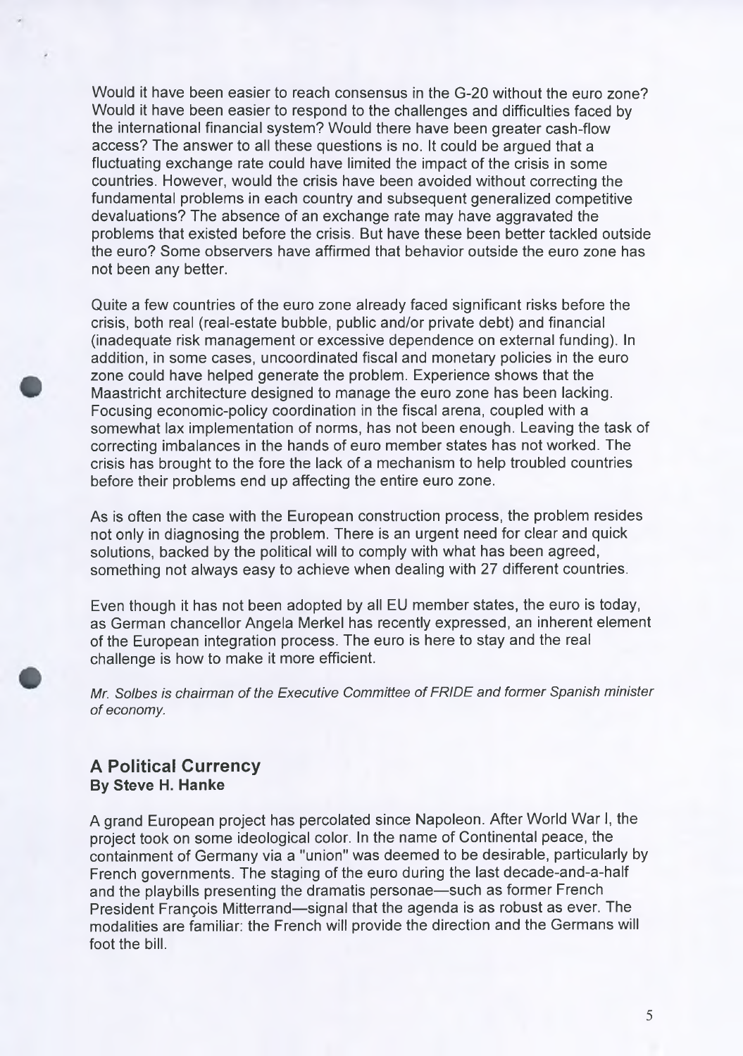Would it have been easier to reach consensus in the G-20 without the euro zone? Would it have been easier to respond to the challenges and difficulties faced by the international financial system? Would there have been greater cash-flow access? The answer to all these questions is no. It could be argued that a fluctuating exchange rate could have limited the impact of the crisis in some countries. However, would the crisis have been avoided without correcting the fundamental problems in each country and subsequent generalized competitive devaluations? The absence of an exchange rate may have aggravated the problems that existed before the crisis. But have these been better tackled outside the euro? Some observers have affirmed that behavior outside the euro zone has not been any better.

Quite a few countries of the euro zone already faced significant risks before the crisis, both real (real-estate bubble, public and/or private debt) and financial (inadequate risk management or excessive dependence on external funding). In addition, in some cases, uncoordinated fiscal and monetary policies in the euro zone could have helped generate the problem. Experience shows that the Maastricht architecture designed to manage the euro zone has been lacking. Focusing economic-policy coordination in the fiscal arena, coupled with a somewhat lax implementation of norms, has not been enough. Leaving the task of correcting imbalances in the hands of euro member states has not worked. The crisis has brought to the fore the lack of a mechanism to help troubled countries before their problems end up affecting the entire euro zone.

As is often the case with the European construction process, the problem resides not only in diagnosing the problem. There is an urgent need for clear and quick solutions, backed by the political will to comply with what has been agreed, something not always easy to achieve when dealing with 27 different countries.

Even though it has not been adopted by all EU member states, the euro is today, as German chancellor Angela Merkel has recently expressed, an inherent element of the European integration process. The euro is here to stay and the real challenge is how to make it more efficient.

*Mr. Solbes is chairman of the Executive Committee of FRIDE and former Spanish minister of economy.*

## A Political Currency

**By Steve H. Hanke**

A grand European project has percolated since Napoleon. After World War I, the project took on some ideological color. In the name of Continental peace, the containment of Germany via a "union" was deemed to be desirable, particularly by French governments. The staging of the euro during the last decade-and-a-half and the playbills presenting the dramatis personae—such as former French President François Mitterrand—signal that the agenda is as robust as ever. The modalities are familiar: the French will provide the direction and the Germans will foot the bill.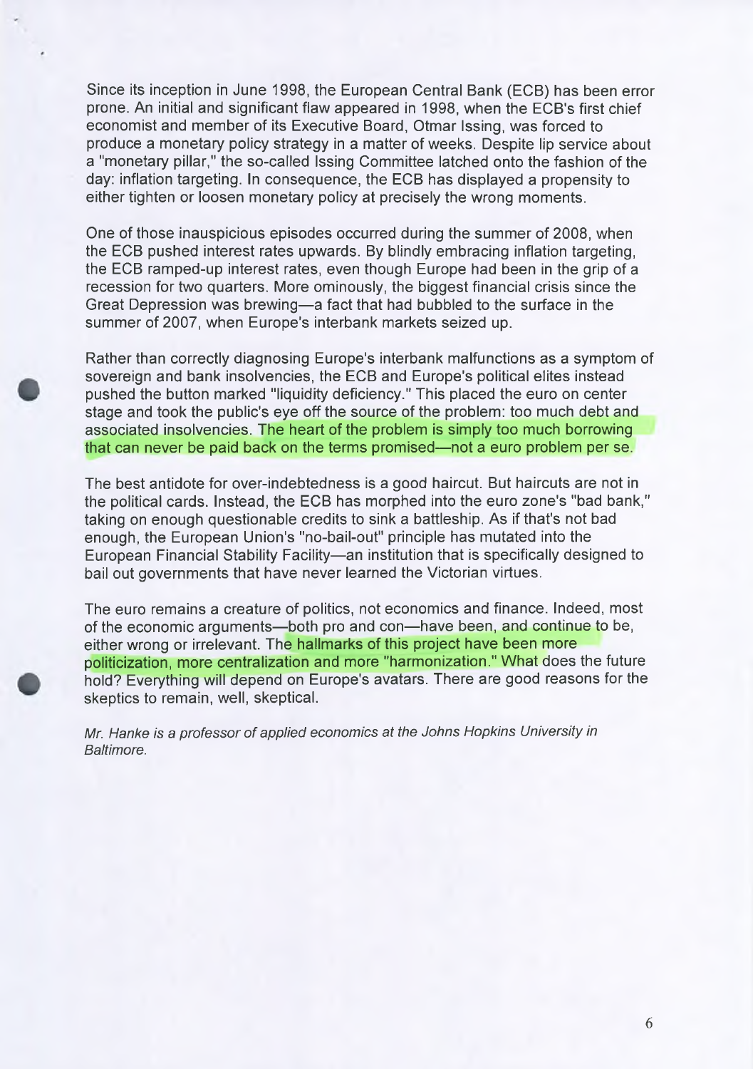Since its inception in June 1998, the European Central Bank (ECB) has been error prone. An initial and significant flaw appeared in 1998, when the ECB's first chief economist and member of its Executive Board, Otmar Issing, was forced to produce a monetary policy strategy in a matter of weeks. Despite lip service about a "monetary pillar," the so-called Issing Committee latched onto the fashion of the day: inflation targeting. In consequence, the ECB has displayed a propensity to either tighten or loosen monetary policy at precisely the wrong moments.

One of those inauspicious episodes occurred during the summer of 2008, when the ECB pushed interest rates upwards. By blindly embracing inflation targeting, the ECB ramped-up interest rates, even though Europe had been in the grip of a recession for two quarters. More ominously, the biggest financial crisis since the Great Depression was brewing—a fact that had bubbled to the surface in the summer of 2007, when Europe's interbank markets seized up.

Rather than correctly diagnosing Europe's interbank malfunctions as a symptom of sovereign and bank insolvencies, the ECB and Europe's political elites instead pushed the button marked "liquidity deficiency." This placed the euro on center stage and took the public's eye off the source of the problem: too much debt and associated insolvencies. The heart of the problem is simply too much borrowing that can never be paid back on the terms promised—not a euro problem per se.

The best antidote for over-indebtedness is a good haircut. But haircuts are not in the political cards. Instead, the ECB has morphed into the euro zone's "bad bank," taking on enough questionable credits to sink a battleship. As if that's not bad enough, the European Union's "no-bail-out" principle has mutated into the European Financial Stability Facility—an institution that is specifically designed to bail out governments that have never learned the Victorian virtues.

The euro remains a creature of politics, not economics and finance. Indeed, most of the economic arguments—both pro and con—have been, and continue to be, either wrong or irrelevant. The hallmarks of this project have been more politicization, more centralization and more "harmonization." What does the future hold? Everything will depend on Europe's avatars. There are good reasons for the skeptics to remain, well, skeptical.

*Mr. Hanke is a professor of applied economics at the Johns Hopkins University in Baltimore.*